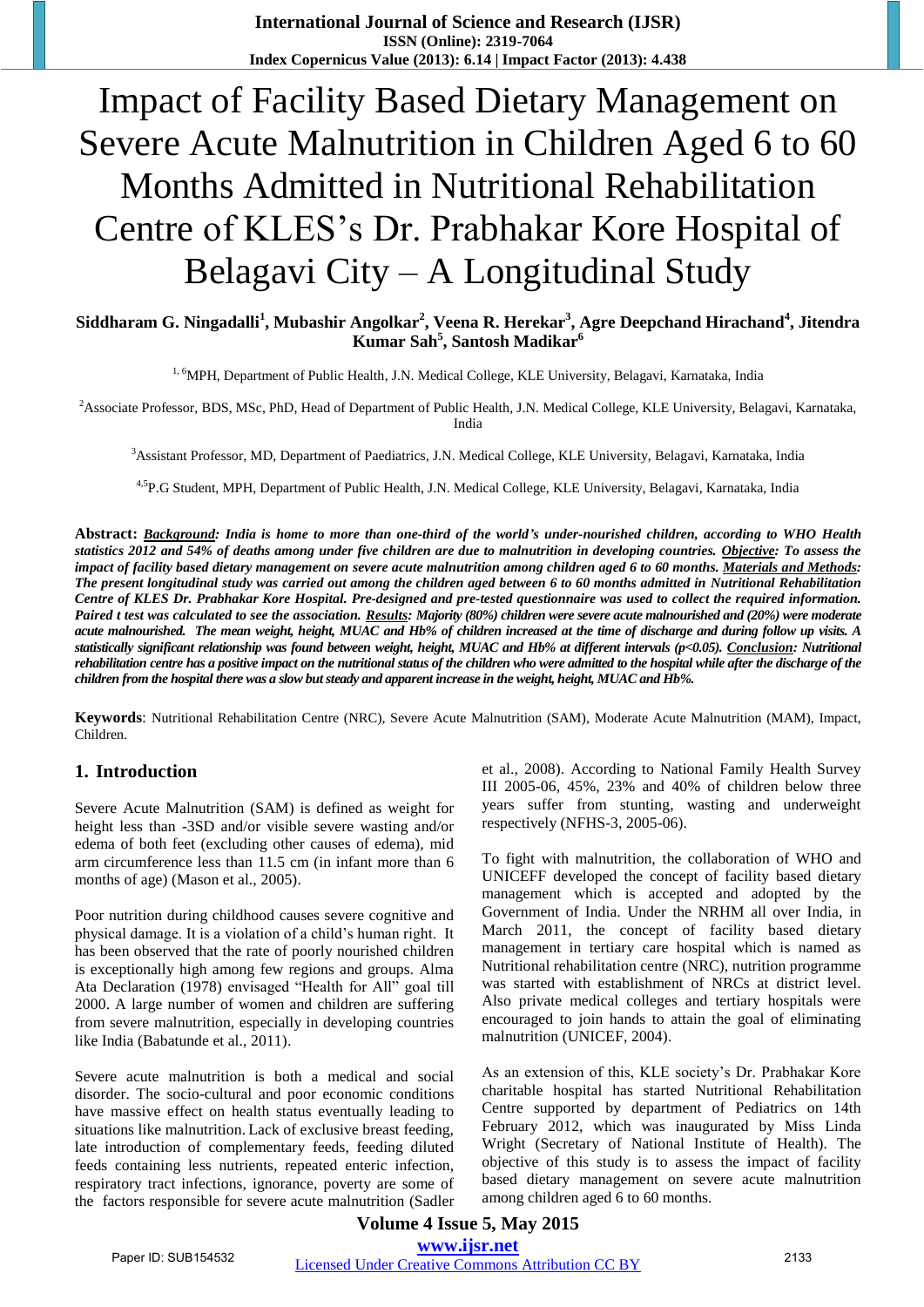# Impact of Facility Based Dietary Management on Severe Acute Malnutrition in Children Aged 6 to 60 Months Admitted in Nutritional Rehabilitation Centre of KLES's Dr. Prabhakar Kore Hospital of Belagavi City – A Longitudinal Study

**Siddharam G. Ningadalli[1], Mubashir Angolkar[2], Veena R. Herekar[3], Agre Deepchand Hirachand[4], Jitendra Kumar Sah[5], Santosh Madikar[6]**

[1, 6]MPH, Department of Public Health, J.N. Medical College, KLE University, Belagavi, Karnataka, India

[2]Associate Professor, BDS, MSc, PhD, Head of Department of Public Health, J.N. Medical College, KLE University, Belagavi, Karnataka, India

[3]Assistant Professor, MD, Department of Paediatrics, J.N. Medical College, KLE University, Belagavi, Karnataka, India

[4,5]P.G Student, MPH, Department of Public Health, J.N. Medical College, KLE University, Belagavi, Karnataka, India

**Abstract:** ***Background**: India is home to more than one-third of the world's under-nourished children, according to WHO Health statistics 2012 and 54% of deaths among under five children are due to malnutrition in developing countries. **Objective**: To assess the impact of facility based dietary management on severe acute malnutrition among children aged 6 to 60 months. **Materials and Methods**: The present longitudinal study was carried out among the children aged between 6 to 60 months admitted in Nutritional Rehabilitation Centre of KLES Dr. Prabhakar Kore Hospital. Pre-designed and pre-tested questionnaire was used to collect the required information. Paired t test was calculated to see the association. **Results**: Majority (80%) children were severe acute malnourished and (20%) were moderate acute malnourished. The mean weight, height, MUAC and Hb% of children increased at the time of discharge and during follow up visits. A statistically significant relationship was found between weight, height, MUAC and Hb% at different intervals (p<0.05). **Conclusion**: Nutritional rehabilitation centre has a positive impact on the nutritional status of the children who were admitted to the hospital while after the discharge of the children from the hospital there was a slow but steady and apparent increase in the weight, height, MUAC and Hb%.*

**Keywords**: Nutritional Rehabilitation Centre (NRC), Severe Acute Malnutrition (SAM), Moderate Acute Malnutrition (MAM), Impact, Children.

## 1. Introduction

Severe Acute Malnutrition (SAM) is defined as weight for height less than -3SD and/or visible severe wasting and/or edema of both feet (excluding other causes of edema), mid arm circumference less than 11.5 cm (in infant more than 6 months of age) (Mason et al., 2005).

Poor nutrition during childhood causes severe cognitive and physical damage. It is a violation of a child's human right. It has been observed that the rate of poorly nourished children is exceptionally high among few regions and groups. Alma Ata Declaration (1978) envisaged "Health for All" goal till 2000. A large number of women and children are suffering from severe malnutrition, especially in developing countries like India (Babatunde et al., 2011).

Severe acute malnutrition is both a medical and social disorder. The socio-cultural and poor economic conditions have massive effect on health status eventually leading to situations like malnutrition. Lack of exclusive breast feeding, late introduction of complementary feeds, feeding diluted feeds containing less nutrients, repeated enteric infection, respiratory tract infections, ignorance, poverty are some of the factors responsible for severe acute malnutrition (Sadler et al., 2008). According to National Family Health Survey III 2005-06, 45%, 23% and 40% of children below three years suffer from stunting, wasting and underweight respectively (NFHS-3, 2005-06).

To fight with malnutrition, the collaboration of WHO and UNICEFF developed the concept of facility based dietary management which is accepted and adopted by the Government of India. Under the NRHM all over India, in March 2011, the concept of facility based dietary management in tertiary care hospital which is named as Nutritional rehabilitation centre (NRC), nutrition programme was started with establishment of NRCs at district level. Also private medical colleges and tertiary hospitals were encouraged to join hands to attain the goal of eliminating malnutrition (UNICEF, 2004).

As an extension of this, KLE society's Dr. Prabhakar Kore charitable hospital has started Nutritional Rehabilitation Centre supported by department of Pediatrics on 14th February 2012, which was inaugurated by Miss Linda Wright (Secretary of National Institute of Health). The objective of this study is to assess the impact of facility based dietary management on severe acute malnutrition among children aged 6 to 60 months.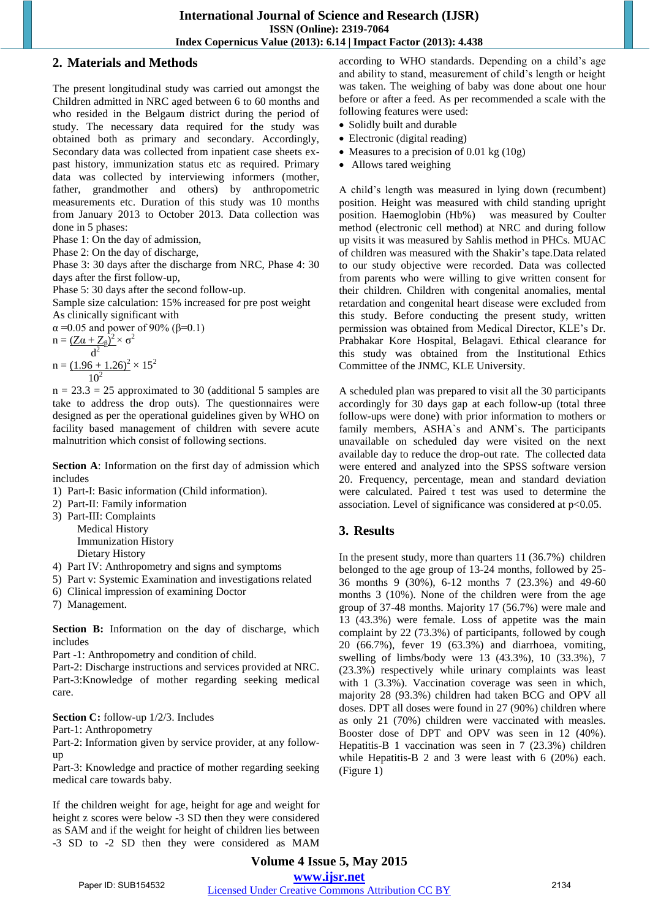## 2. Materials and Methods

The present longitudinal study was carried out amongst the Children admitted in NRC aged between 6 to 60 months and who resided in the Belgaum district during the period of study. The necessary data required for the study was obtained both as primary and secondary. Accordingly, Secondary data was collected from inpatient case sheets ex-past history, immunization status etc as required. Primary data was collected by interviewing informers (mother, father, grandmother and others) by anthropometric measurements etc. Duration of this study was 10 months from January 2013 to October 2013. Data collection was done in 5 phases:

Phase 1: On the day of admission,
Phase 2: On the day of discharge,
Phase 3: 30 days after the discharge from NRC, Phase 4: 30 days after the first follow-up,
Phase 5: 30 days after the second follow-up.

Sample size calculation: 15% increased for pre post weight As clinically significant with

$\alpha$ =0.05 and power of 90% ($\beta$=0.1)

$$n = \frac{(Z\alpha + Z_{\beta})^2 \times \sigma^2}{d^2}$$

$$n = \frac{(1.96 + 1.26)^2 \times 15^2}{10^2}$$

n = 23.3 = 25 approximated to 30 (additional 5 samples are take to address the drop outs). The questionnaires were designed as per the operational guidelines given by WHO on facility based management of children with severe acute malnutrition which consist of following sections.

**Section A**: Information on the first day of admission which includes

1) Part-I: Basic information (Child information).
2) Part-II: Family information
3) Part-III: Complaints
   - Medical History
   - Immunization History
   - Dietary History
4) Part IV: Anthropometry and signs and symptoms
5) Part v: Systemic Examination and investigations related
6) Clinical impression of examining Doctor
7) Management.

**Section B:** Information on the day of discharge, which includes

Part -1: Anthropometry and condition of child.
Part-2: Discharge instructions and services provided at NRC.
Part-3:Knowledge of mother regarding seeking medical care.

**Section C:** follow-up 1/2/3. Includes
Part-1: Anthropometry
Part-2: Information given by service provider, at any follow-up
Part-3: Knowledge and practice of mother regarding seeking medical care towards baby.

If the children weight for age, height for age and weight for height z scores were below -3 SD then they were considered as SAM and if the weight for height of children lies between -3 SD to -2 SD then they were considered as MAM according to WHO standards. Depending on a child's age and ability to stand, measurement of child's length or height was taken. The weighing of baby was done about one hour before or after a feed. As per recommended a scale with the following features were used:

- Solidly built and durable
- Electronic (digital reading)
- Measures to a precision of 0.01 kg (10g)
- Allows tared weighing

A child's length was measured in lying down (recumbent) position. Height was measured with child standing upright position. Haemoglobin (Hb%) was measured by Coulter method (electronic cell method) at NRC and during follow up visits it was measured by Sahlis method in PHCs. MUAC of children was measured with the Shakir's tape.Data related to our study objective were recorded. Data was collected from parents who were willing to give written consent for their children. Children with congenital anomalies, mental retardation and congenital heart disease were excluded from this study. Before conducting the present study, written permission was obtained from Medical Director, KLE's Dr. Prabhakar Kore Hospital, Belagavi. Ethical clearance for this study was obtained from the Institutional Ethics Committee of the JNMC, KLE University.

A scheduled plan was prepared to visit all the 30 participants accordingly for 30 days gap at each follow-up (total three follow-ups were done) with prior information to mothers or family members, ASHA`s and ANM`s. The participants unavailable on scheduled day were visited on the next available day to reduce the drop-out rate. The collected data were entered and analyzed into the SPSS software version 20. Frequency, percentage, mean and standard deviation were calculated. Paired t test was used to determine the association. Level of significance was considered at $p<0.05$.

## 3. Results

In the present study, more than quarters 11 (36.7%) children belonged to the age group of 13-24 months, followed by 25-36 months 9 (30%), 6-12 months 7 (23.3%) and 49-60 months 3 (10%). None of the children were from the age group of 37-48 months. Majority 17 (56.7%) were male and 13 (43.3%) were female. Loss of appetite was the main complaint by 22 (73.3%) of participants, followed by cough 20 (66.7%), fever 19 (63.3%) and diarrhoea, vomiting, swelling of limbs/body were 13 (43.3%), 10 (33.3%), 7 (23.3%) respectively while urinary complaints was least with 1 (3.3%). Vaccination coverage was seen in which, majority 28 (93.3%) children had taken BCG and OPV all doses. DPT all doses were found in 27 (90%) children where as only 21 (70%) children were vaccinated with measles. Booster dose of DPT and OPV was seen in 12 (40%). Hepatitis-B 1 vaccination was seen in 7 (23.3%) children while Hepatitis-B 2 and 3 were least with 6 (20%) each. (Figure 1)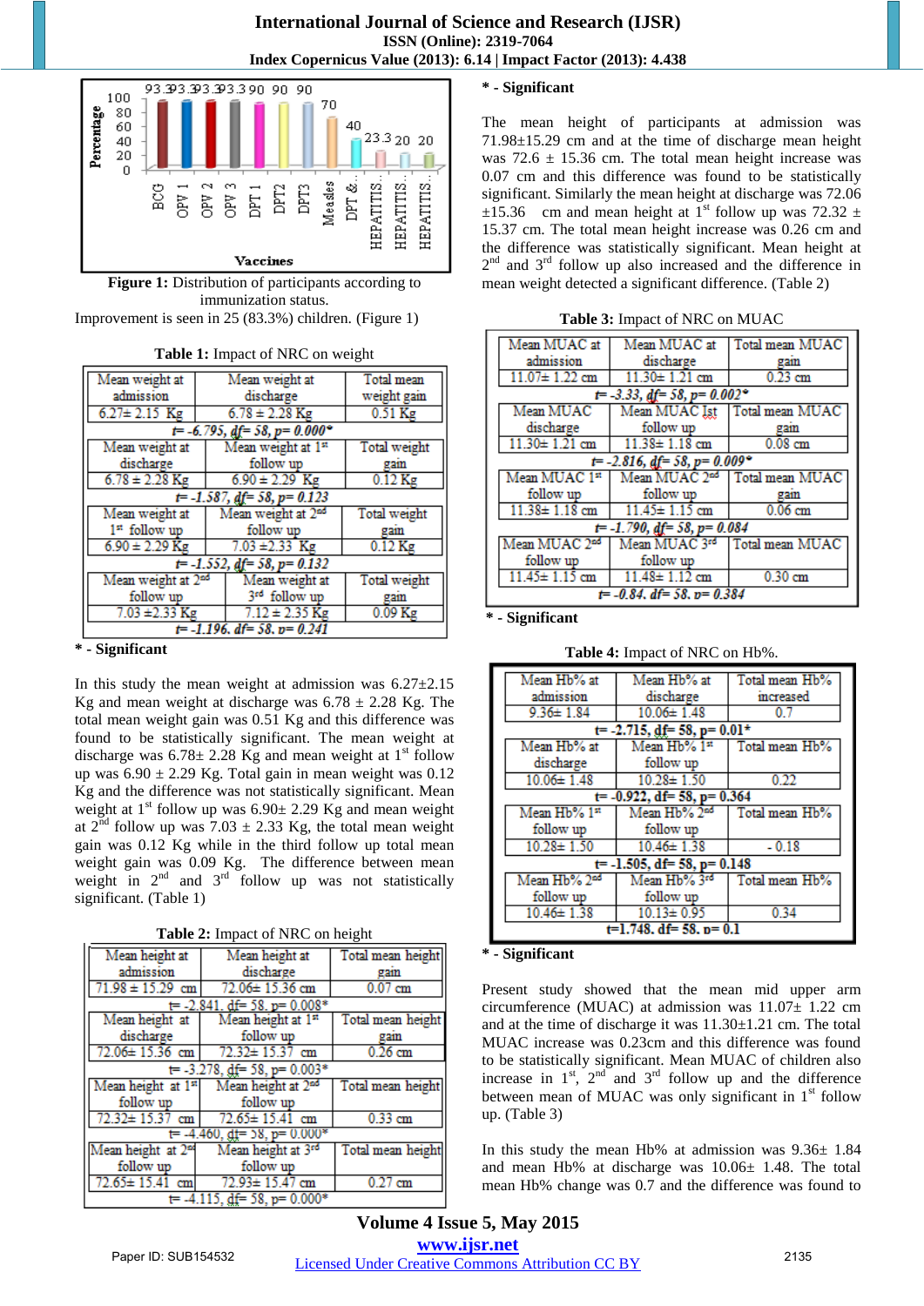**Figure 1:** Distribution of participants according to immunization status.

Improvement is seen in 25 (83.3%) children. (Figure 1)

**Table 1:** Impact of NRC on weight

| Mean weight at admission | Mean weight at discharge | Total mean weight gain |
|---|---|---|
| 6.27± 2.15 Kg | 6.78 ± 2.28 Kg | 0.51 Kg |
| *t= -6.795, df= 58, p= 0.000** | | |
| Mean weight at discharge | Mean weight at 1st follow up | Total weight gain |
| 6.78 ± 2.28 Kg | 6.90 ± 2.29 Kg | 0.12 Kg |
| *t= -1.587, df= 58, p= 0.123* | | |
| Mean weight at 1st follow up | Mean weight at 2nd follow up | Total weight gain |
| 6.90 ± 2.29 Kg | 7.03 ±2.33 Kg | 0.12 Kg |
| *t= -1.552, df= 58, p= 0.132* | | |
| Mean weight at 2nd follow up | Mean weight at 3rd follow up | Total weight gain |
| 7.03 ±2.33 Kg | 7.12 ± 2.35 Kg | 0.09 Kg |
| *t= -1.196. df= 58. p= 0.241* | | |

**\* - Significant**

In this study the mean weight at admission was 6.27±2.15 Kg and mean weight at discharge was 6.78 ± 2.28 Kg. The total mean weight gain was 0.51 Kg and this difference was found to be statistically significant. The mean weight at discharge was 6.78± 2.28 Kg and mean weight at 1st follow up was 6.90 ± 2.29 Kg. Total gain in mean weight was 0.12 Kg and the difference was not statistically significant. Mean weight at 1st follow up was 6.90± 2.29 Kg and mean weight at 2nd follow up was 7.03 ± 2.33 Kg, the total mean weight gain was 0.12 Kg while in the third follow up total mean weight gain was 0.09 Kg. The difference between mean weight in 2nd and 3rd follow up was not statistically significant. (Table 1)

**Table 2:** Impact of NRC on height

| Mean height at admission | Mean height at discharge | Total mean height gain |
|---|---|---|
| 71.98 ± 15.29 cm | 72.06± 15.36 cm | 0.07 cm |
| t= -2.841, df= 58, p= 0.008* | | |
| Mean height at discharge | Mean height at 1st follow up | Total mean height gain |
| 72.06± 15.36 cm | 72.32± 15.37 cm | 0.26 cm |
| t= -3.278, df= 58, p= 0.003* | | |
| Mean height at 1st follow up | Mean height at 2nd follow up | Total mean height |
| 72.32± 15.37 cm | 72.65± 15.41 cm | 0.33 cm |
| t= -4.460, df= 58, p= 0.000* | | |
| Mean height at 2nd follow up | Mean height at 3rd follow up | Total mean height |
| 72.65± 15.41 cm | 72.93± 15.47 cm | 0.27 cm |
| t= -4.115, df= 58, p= 0.000* | | |

**\* - Significant**

The mean height of participants at admission was 71.98±15.29 cm and at the time of discharge mean height was 72.6 ± 15.36 cm. The total mean height increase was 0.07 cm and this difference was found to be statistically significant. Similarly the mean height at discharge was 72.06 ±15.36 cm and mean height at 1st follow up was 72.32 ± 15.37 cm. The total mean height increase was 0.26 cm and the difference was statistically significant. Mean height at 2nd and 3rd follow up also increased and the difference in mean weight detected a significant difference. (Table 2)

**Table 3:** Impact of NRC on MUAC

| Mean MUAC at admission | Mean MUAC at discharge | Total mean MUAC gain |
|---|---|---|
| 11.07± 1.22 cm | 11.30± 1.21 cm | 0.23 cm |
| *t= -3.33, df= 58, p= 0.002** | | |
| Mean MUAC discharge | Mean MUAC Ist follow up | Total mean MUAC gain |
| 11.30± 1.21 cm | 11.38± 1.18 cm | 0.08 cm |
| *t= -2.816, df= 58, p= 0.009** | | |
| Mean MUAC 1st follow up | Mean MUAC 2nd follow up | Total mean MUAC gain |
| 11.38± 1.18 cm | 11.45± 1.15 cm | 0.06 cm |
| *t= -1.790, df= 58, p= 0.084* | | |
| Mean MUAC 2nd follow up | Mean MUAC 3rd follow up | Total mean MUAC |
| 11.45± 1.15 cm | 11.48± 1.12 cm | 0.30 cm |
| *t= -0.84. df= 58. p= 0.384* | | |

**\* - Significant**

**Table 4:** Impact of NRC on Hb%.

| Mean Hb% at admission | Mean Hb% at discharge | Total mean Hb% increased |
|---|---|---|
| 9.36± 1.84 | 10.06± 1.48 | 0.7 |
| t= -2.715, df= 58, p= 0.01* | | |
| Mean Hb% at discharge | Mean Hb% 1st follow up | Total mean Hb% |
| 10.06± 1.48 | 10.28± 1.50 | 0.22 |
| t= -0.922, df= 58, p= 0.364 | | |
| Mean Hb% 1st follow up | Mean Hb% 2nd follow up | Total mean Hb% |
| 10.28± 1.50 | 10.46± 1.38 | - 0.18 |
| t= -1.505, df= 58, p= 0.148 | | |
| Mean Hb% 2nd follow up | Mean Hb% 3rd follow up | Total mean Hb% |
| 10.46± 1.38 | 10.13± 0.95 | 0.34 |
| t=1.748. df= 58. p= 0.1 | | |

**\* - Significant**

Present study showed that the mean mid upper arm circumference (MUAC) at admission was 11.07± 1.22 cm and at the time of discharge it was 11.30±1.21 cm. The total MUAC increase was 0.23cm and this difference was found to be statistically significant. Mean MUAC of children also increase in 1st, 2nd and 3rd follow up and the difference between mean of MUAC was only significant in 1st follow up. (Table 3)

In this study the mean Hb% at admission was 9.36± 1.84 and mean Hb% at discharge was 10.06± 1.48. The total mean Hb% change was 0.7 and the difference was found to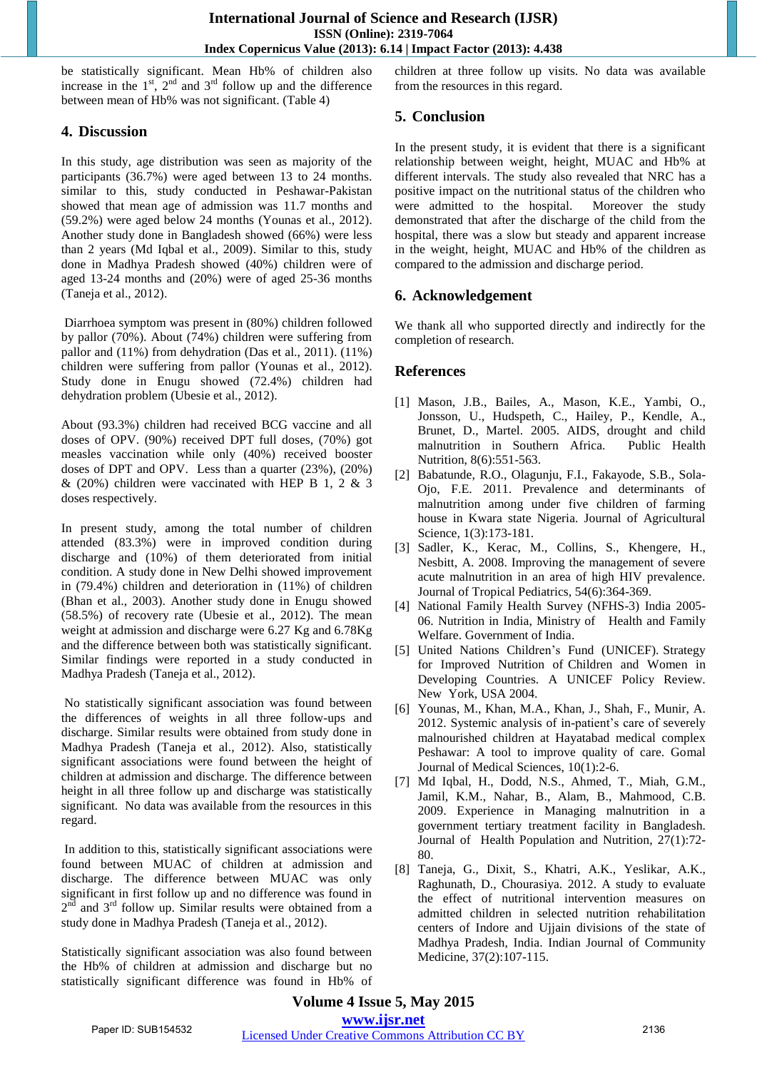be statistically significant. Mean Hb% of children also increase in the 1st, 2nd and 3rd follow up and the difference between mean of Hb% was not significant. (Table 4)

## 4. Discussion

In this study, age distribution was seen as majority of the participants (36.7%) were aged between 13 to 24 months. similar to this, study conducted in Peshawar-Pakistan showed that mean age of admission was 11.7 months and (59.2%) were aged below 24 months (Younas et al., 2012). Another study done in Bangladesh showed (66%) were less than 2 years (Md Iqbal et al., 2009). Similar to this, study done in Madhya Pradesh showed (40%) children were of aged 13-24 months and (20%) were of aged 25-36 months (Taneja et al., 2012).

Diarrhoea symptom was present in (80%) children followed by pallor (70%). About (74%) children were suffering from pallor and (11%) from dehydration (Das et al., 2011). (11%) children were suffering from pallor (Younas et al., 2012). Study done in Enugu showed (72.4%) children had dehydration problem (Ubesie et al., 2012).

About (93.3%) children had received BCG vaccine and all doses of OPV. (90%) received DPT full doses, (70%) got measles vaccination while only (40%) received booster doses of DPT and OPV. Less than a quarter (23%), (20%) & (20%) children were vaccinated with HEP B 1, 2 & 3 doses respectively.

In present study, among the total number of children attended (83.3%) were in improved condition during discharge and (10%) of them deteriorated from initial condition. A study done in New Delhi showed improvement in (79.4%) children and deterioration in (11%) of children (Bhan et al., 2003). Another study done in Enugu showed (58.5%) of recovery rate (Ubesie et al., 2012). The mean weight at admission and discharge were 6.27 Kg and 6.78Kg and the difference between both was statistically significant. Similar findings were reported in a study conducted in Madhya Pradesh (Taneja et al., 2012).

No statistically significant association was found between the differences of weights in all three follow-ups and discharge. Similar results were obtained from study done in Madhya Pradesh (Taneja et al., 2012). Also, statistically significant associations were found between the height of children at admission and discharge. The difference between height in all three follow up and discharge was statistically significant. No data was available from the resources in this regard.

In addition to this, statistically significant associations were found between MUAC of children at admission and discharge. The difference between MUAC was only significant in first follow up and no difference was found in 2nd and 3rd follow up. Similar results were obtained from a study done in Madhya Pradesh (Taneja et al., 2012).

Statistically significant association was also found between the Hb% of children at admission and discharge but no statistically significant difference was found in Hb% of children at three follow up visits. No data was available from the resources in this regard.

## 5. Conclusion

In the present study, it is evident that there is a significant relationship between weight, height, MUAC and Hb% at different intervals. The study also revealed that NRC has a positive impact on the nutritional status of the children who were admitted to the hospital. Moreover the study demonstrated that after the discharge of the child from the hospital, there was a slow but steady and apparent increase in the weight, height, MUAC and Hb% of the children as compared to the admission and discharge period.

## 6. Acknowledgement

We thank all who supported directly and indirectly for the completion of research.

## References

[1] Mason, J.B., Bailes, A., Mason, K.E., Yambi, O., Jonsson, U., Hudspeth, C., Hailey, P., Kendle, A., Brunet, D., Martel. 2005. AIDS, drought and child malnutrition in Southern Africa. Public Health Nutrition, 8(6):551-563.

[2] Babatunde, R.O., Olagunju, F.I., Fakayode, S.B., Sola-Ojo, F.E. 2011. Prevalence and determinants of malnutrition among under five children of farming house in Kwara state Nigeria. Journal of Agricultural Science, 1(3):173-181.

[3] Sadler, K., Kerac, M., Collins, S., Khengere, H., Nesbitt, A. 2008. Improving the management of severe acute malnutrition in an area of high HIV prevalence. Journal of Tropical Pediatrics, 54(6):364-369.

[4] National Family Health Survey (NFHS-3) India 2005-06. Nutrition in India, Ministry of Health and Family Welfare. Government of India.

[5] United Nations Children's Fund (UNICEF). Strategy for Improved Nutrition of Children and Women in Developing Countries. A UNICEF Policy Review. New York, USA 2004.

[6] Younas, M., Khan, M.A., Khan, J., Shah, F., Munir, A. 2012. Systemic analysis of in-patient's care of severely malnourished children at Hayatabad medical complex Peshawar: A tool to improve quality of care. Gomal Journal of Medical Sciences, 10(1):2-6.

[7] Md Iqbal, H., Dodd, N.S., Ahmed, T., Miah, G.M., Jamil, K.M., Nahar, B., Alam, B., Mahmood, C.B. 2009. Experience in Managing malnutrition in a government tertiary treatment facility in Bangladesh. Journal of Health Population and Nutrition, 27(1):72-80.

[8] Taneja, G., Dixit, S., Khatri, A.K., Yeslikar, A.K., Raghunath, D., Chourasiya. 2012. A study to evaluate the effect of nutritional intervention measures on admitted children in selected nutrition rehabilitation centers of Indore and Ujjain divisions of the state of Madhya Pradesh, India. Indian Journal of Community Medicine, 37(2):107-115.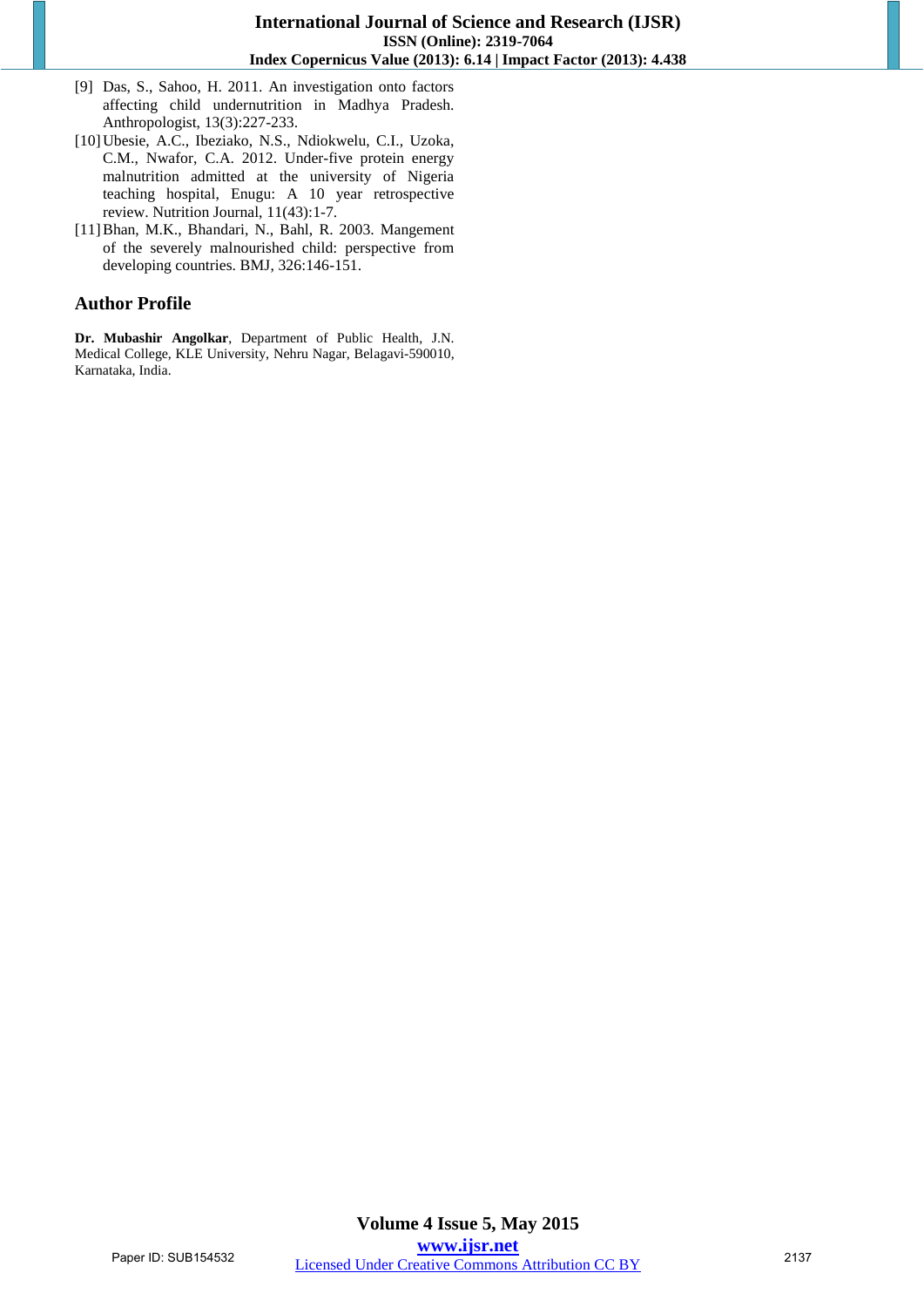[9] Das, S., Sahoo, H. 2011. An investigation onto factors affecting child undernutrition in Madhya Pradesh. Anthropologist, 13(3):227-233.

[10] Ubesie, A.C., Ibeziako, N.S., Ndiokwelu, C.I., Uzoka, C.M., Nwafor, C.A. 2012. Under-five protein energy malnutrition admitted at the university of Nigeria teaching hospital, Enugu: A 10 year retrospective review. Nutrition Journal, 11(43):1-7.

[11] Bhan, M.K., Bhandari, N., Bahl, R. 2003. Mangement of the severely malnourished child: perspective from developing countries. BMJ, 326:146-151.

## Author Profile

**Dr. Mubashir Angolkar**, Department of Public Health, J.N. Medical College, KLE University, Nehru Nagar, Belagavi-590010, Karnataka, India.